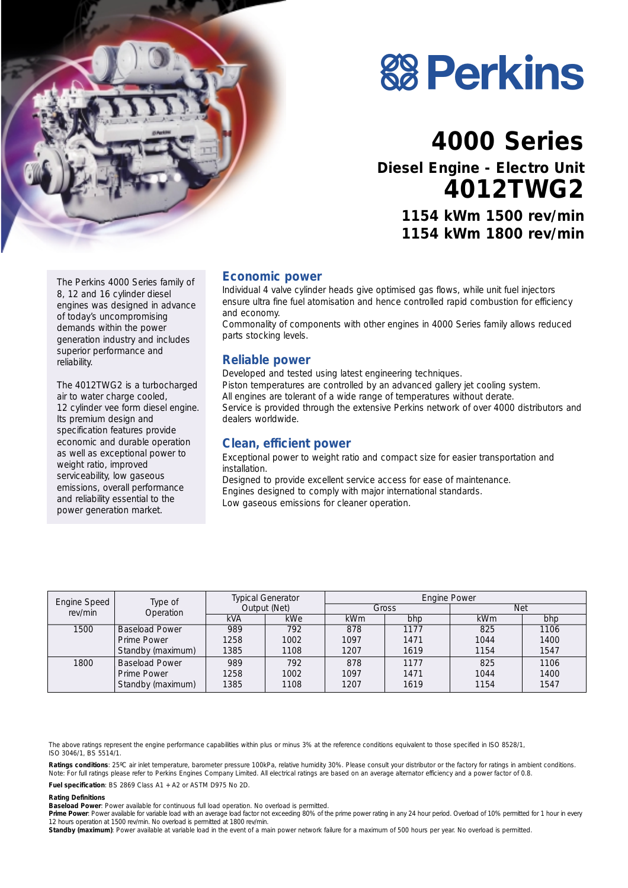# Perkins

# 4000 Series

## Diesel Engine - Electro Unit

# 4012TWG2

**1154 kWm 1500 rev/min**
**1154 kWm 1800 rev/min**

The Perkins 4000 Series family of 8, 12 and 16 cylinder diesel engines was designed in advance of today's uncompromising demands within the power generation industry and includes superior performance and reliability.

The 4012TWG2 is a turbocharged air to water charge cooled, 12 cylinder vee form diesel engine. Its premium design and specification features provide economic and durable operation as well as exceptional power to weight ratio, improved serviceability, low gaseous emissions, overall performance and reliability essential to the power generation market.

## Economic power

Individual 4 valve cylinder heads give optimised gas flows, while unit fuel injectors ensure ultra fine fuel atomisation and hence controlled rapid combustion for efficiency and economy.
Commonality of components with other engines in 4000 Series family allows reduced parts stocking levels.

## Reliable power

Developed and tested using latest engineering techniques.
Piston temperatures are controlled by an advanced gallery jet cooling system.
All engines are tolerant of a wide range of temperatures without derate.
Service is provided through the extensive Perkins network of over 4000 distributors and dealers worldwide.

## Clean, efficient power

Exceptional power to weight ratio and compact size for easier transportation and installation.
Designed to provide excellent service access for ease of maintenance.
Engines designed to comply with major international standards.
Low gaseous emissions for cleaner operation.

| Engine Speed rev/min | Type of Operation | Typical Generator Output (Net) | | Engine Power | | | |
|---|---|---|---|---|---|---|---|
| | | | | Gross | | Net | |
| | | kVA | kWe | kWm | bhp | kWm | bhp |
| 1500 | Baseload Power | 989 | 792 | 878 | 1177 | 825 | 1106 |
| | Prime Power | 1258 | 1002 | 1097 | 1471 | 1044 | 1400 |
| | Standby (maximum) | 1385 | 1108 | 1207 | 1619 | 1154 | 1547 |
| 1800 | Baseload Power | 989 | 792 | 878 | 1177 | 825 | 1106 |
| | Prime Power | 1258 | 1002 | 1097 | 1471 | 1044 | 1400 |
| | Standby (maximum) | 1385 | 1108 | 1207 | 1619 | 1154 | 1547 |

The above ratings represent the engine performance capabilities within plus or minus 3% at the reference conditions equivalent to those specified in ISO 8528/1, ISO 3046/1, BS 5514/1.

**Ratings conditions**: 25ºC air inlet temperature, barometer pressure 100kPa, relative humidity 30%. Please consult your distributor or the factory for ratings in ambient conditions.
Note: For full ratings please refer to Perkins Engines Company Limited. All electrical ratings are based on an average alternator efficiency and a power factor of 0.8.

**Fuel specification**: BS 2869 Class A1 + A2 or ASTM D975 No 2D.

**Rating Definitions**
**Baseload Power**: Power available for continuous full load operation. No overload is permitted.
**Prime Power**: Power available for variable load with an average load factor not exceeding 80% of the prime power rating in any 24 hour period. Overload of 10% permitted for 1 hour in every 12 hours operation at 1500 rev/min. No overload is permitted at 1800 rev/min.
**Standby (maximum)**: Power available at variable load in the event of a main power network failure for a maximum of 500 hours per year. No overload is permitted.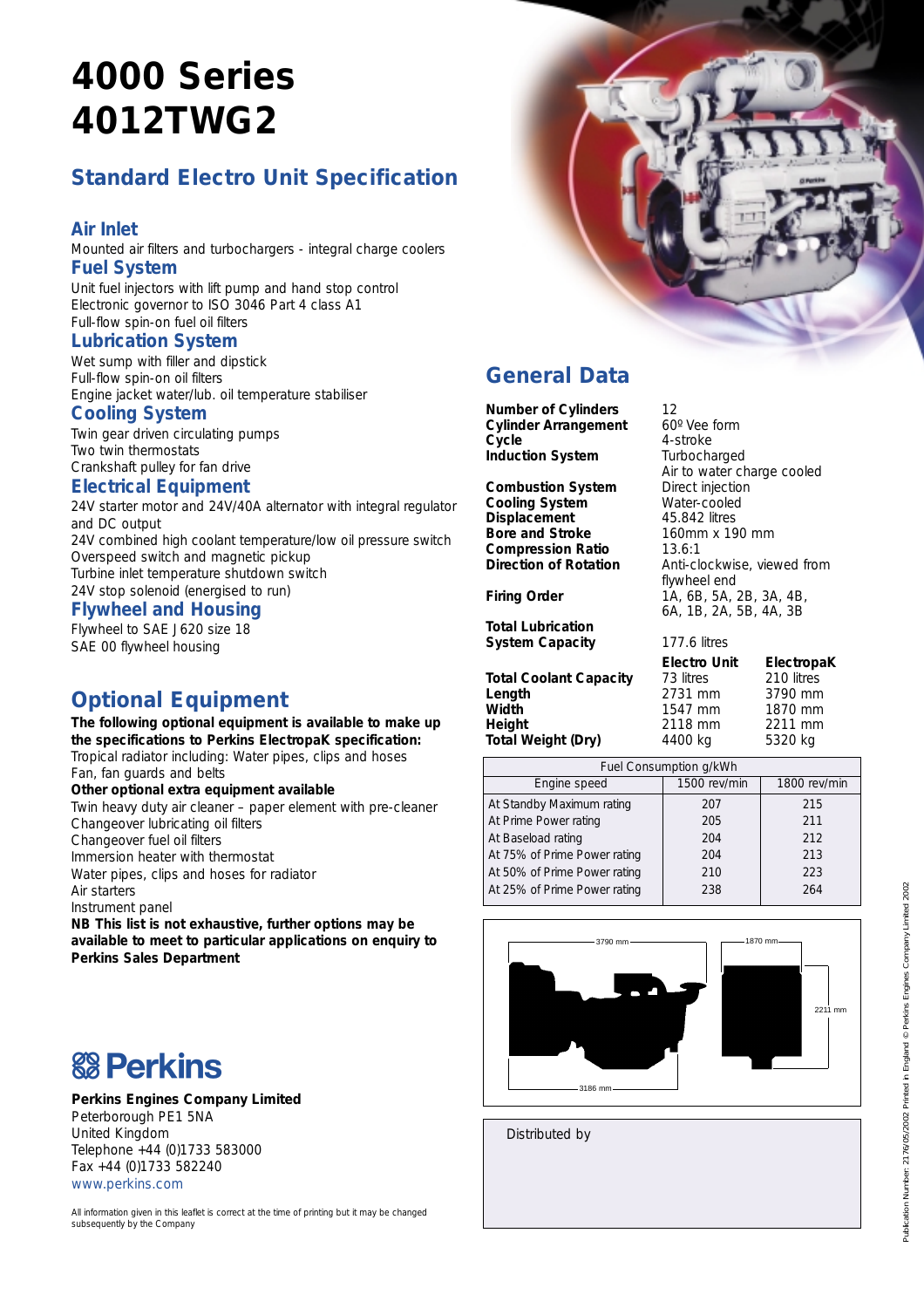# 4000 Series 4012TWG2

## Standard Electro Unit Specification

### Air Inlet

Mounted air filters and turbochargers - integral charge coolers

### Fuel System

Unit fuel injectors with lift pump and hand stop control
Electronic governor to ISO 3046 Part 4 class A1
Full-flow spin-on fuel oil filters

### Lubrication System

Wet sump with filler and dipstick
Full-flow spin-on oil filters
Engine jacket water/lub. oil temperature stabiliser

### Cooling System

Twin gear driven circulating pumps
Two twin thermostats
Crankshaft pulley for fan drive

### Electrical Equipment

24V starter motor and 24V/40A alternator with integral regulator and DC output
24V combined high coolant temperature/low oil pressure switch
Overspeed switch and magnetic pickup
Turbine inlet temperature shutdown switch
24V stop solenoid (energised to run)

### Flywheel and Housing

Flywheel to SAE J620 size 18
SAE 00 flywheel housing

## Optional Equipment

**The following optional equipment is available to make up the specifications to Perkins ElectropaK specification:**
Tropical radiator including: Water pipes, clips and hoses
Fan, fan guards and belts
**Other optional extra equipment available**
Twin heavy duty air cleaner – paper element with pre-cleaner
Changeover lubricating oil filters
Changeover fuel oil filters
Immersion heater with thermostat
Water pipes, clips and hoses for radiator
Air starters
Instrument panel
**NB This list is not exhaustive, further options may be available to meet to particular applications on enquiry to Perkins Sales Department**

## General Data

| | | |
|---|---|---|
| **Number of Cylinders** | 12 | |
| **Cylinder Arrangement** | 60º Vee form | |
| **Cycle** | 4-stroke | |
| **Induction System** | Turbocharged<br>Air to water charge cooled | |
| **Combustion System** | Direct injection | |
| **Cooling System** | Water-cooled | |
| **Displacement** | 45.842 litres | |
| **Bore and Stroke** | 160mm x 190 mm | |
| **Compression Ratio** | 13.6:1 | |
| **Direction of Rotation** | Anti-clockwise, viewed from flywheel end | |
| **Firing Order** | 1A, 6B, 5A, 2B, 3A, 4B, 6A, 1B, 2A, 5B, 4A, 3B | |
| **Total Lubrication System Capacity** | 177.6 litres | |
| | **Electro Unit** | **ElectropaK** |
| **Total Coolant Capacity** | 73 litres | 210 litres |
| **Length** | 2731 mm | 3790 mm |
| **Width** | 1547 mm | 1870 mm |
| **Height** | 2118 mm | 2211 mm |
| **Total Weight (Dry)** | 4400 kg | 5320 kg |

| Fuel Consumption g/kWh | | |
|---|---|---|
| Engine speed | 1500 rev/min | 1800 rev/min |
| At Standby Maximum rating | 207 | 215 |
| At Prime Power rating | 205 | 211 |
| At Baseload rating | 204 | 212 |
| At 75% of Prime Power rating | 204 | 213 |
| At 50% of Prime Power rating | 210 | 223 |
| At 25% of Prime Power rating | 238 | 264 |

3790 mm
1870 mm
2211 mm
3186 mm

Distributed by

**Perkins Engines Company Limited**
Peterborough PE1 5NA
United Kingdom
Telephone +44 (0)1733 583000
Fax +44 (0)1733 582240
www.perkins.com

All information given in this leaflet is correct at the time of printing but it may be changed subsequently by the Company

Publication Number: 2176/05/2002 Printed in England © Perkins Engines Company Limited 2002